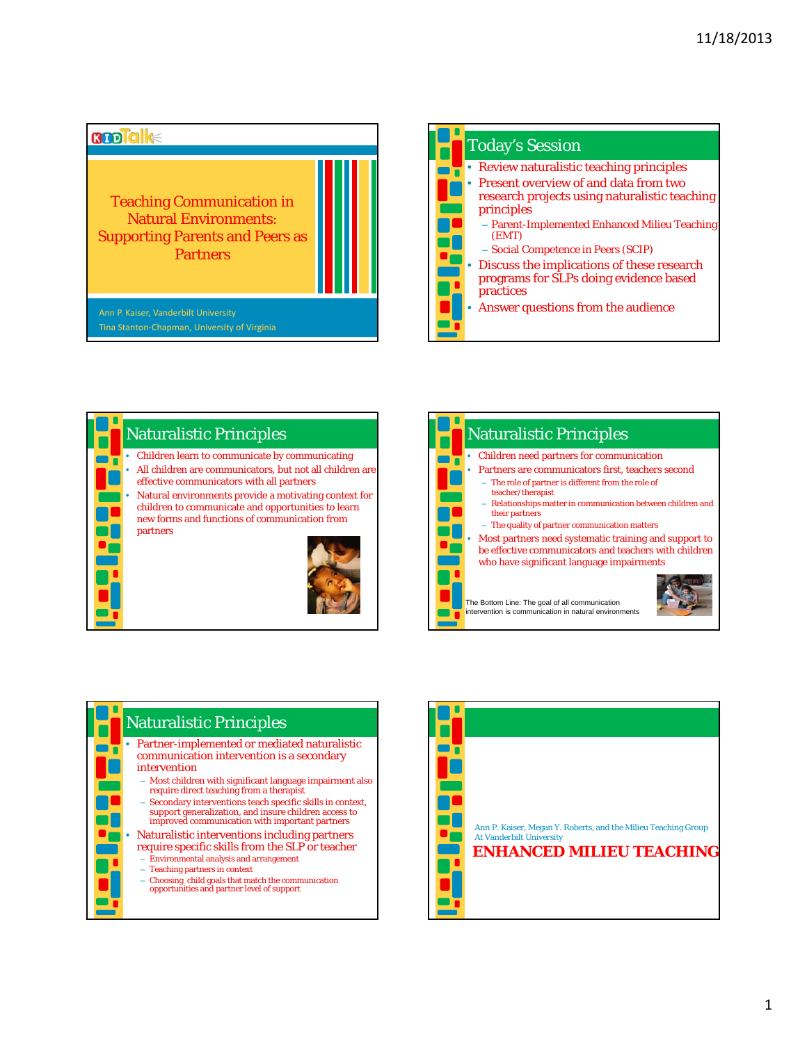# Teaching Communication in Natural Environments: Supporting Parents and Peers as Partners

Ann P. Kaiser, Vanderbilt University

Tina Stanton-Chapman, University of Virginia

## Today's Session

- Review naturalistic teaching principles
- Present overview of and data from two research projects using naturalistic teaching principles
  - Parent-Implemented Enhanced Milieu Teaching (EMT)
  - Social Competence in Peers (SCIP)
- Discuss the implications of these research programs for SLPs doing evidence based practices
- Answer questions from the audience

## Naturalistic Principles

- Children learn to communicate by communicating
- All children are communicators, but not all children are effective communicators with all partners
- Natural environments provide a motivating context for children to communicate and opportunities to learn new forms and functions of communication from partners

## Naturalistic Principles

- Children need partners for communication
- Partners are communicators first, teachers second
  - The role of partner is different from the role of teacher/therapist
  - Relationships matter in communication between children and their partners
  - The quality of partner communication matters
- Most partners need systematic training and support to be effective communicators and teachers with children who have significant language impairments

The Bottom Line: The goal of all communication intervention is communication in natural environments

## Naturalistic Principles

- Partner-implemented or mediated naturalistic communication intervention is a secondary intervention
  - Most children with significant language impairment also require direct teaching from a therapist
  - Secondary interventions teach specific skills in context, support generalization, and insure children access to improved communication with important partners
- Naturalistic interventions including partners require specific skills from the SLP or teacher
  - Environmental analysis and arrangement
  - Teaching partners in context
  - Choosing child goals that match the communication opportunities and partner level of support

Ann P. Kaiser, Megan Y. Roberts, and the Milieu Teaching Group At Vanderbilt University

## ENHANCED MILIEU TEACHING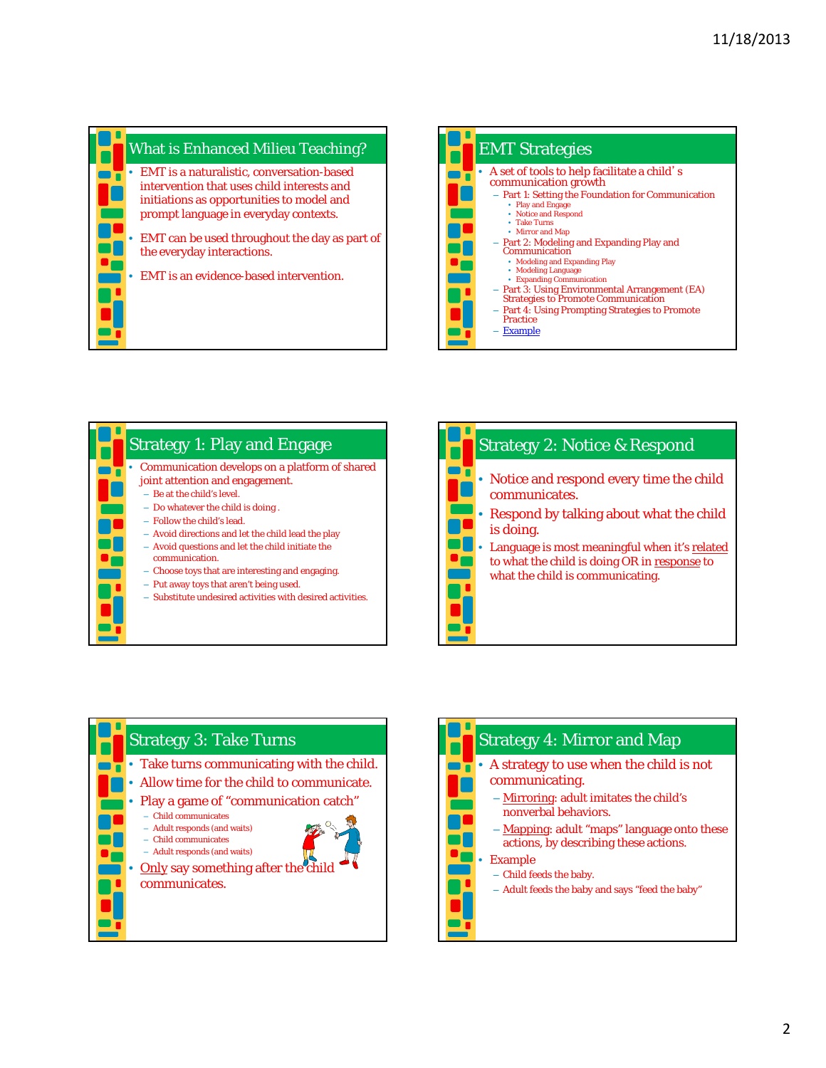## What is Enhanced Milieu Teaching?

- EMT is a naturalistic, conversation-based intervention that uses child interests and initiations as opportunities to model and prompt language in everyday contexts.
- EMT can be used throughout the day as part of the everyday interactions.
- EMT is an evidence-based intervention.

## EMT Strategies

- A set of tools to help facilitate a child's communication growth
  - Part 1: Setting the Foundation for Communication
    - Play and Engage
    - Notice and Respond
    - Take Turns
    - Mirror and Map
  - Part 2: Modeling and Expanding Play and Communication
    - Modeling and Expanding Play
    - Modeling Language
    - Expanding Communication
  - Part 3: Using Environmental Arrangement (EA) Strategies to Promote Communication
  - Part 4: Using Prompting Strategies to Promote Practice
  - Example

## Strategy 1: Play and Engage

- Communication develops on a platform of shared joint attention and engagement.
  - Be at the child's level.
  - Do whatever the child is doing.
  - Follow the child's lead.
  - Avoid directions and let the child lead the play
  - Avoid questions and let the child initiate the communication.
  - Choose toys that are interesting and engaging.
  - Put away toys that aren't being used.
  - Substitute undesired activities with desired activities.

## Strategy 2: Notice & Respond

- Notice and respond every time the child communicates.
- Respond by talking about what the child is doing.
- Language is most meaningful when it's related to what the child is doing OR in response to what the child is communicating.

## Strategy 3: Take Turns

- Take turns communicating with the child.
- Allow time for the child to communicate.
- Play a game of "communication catch"
  - Child communicates
  - Adult responds (and waits)
  - Child communicates
  - Adult responds (and waits)
- Only say something after the child communicates.

## Strategy 4: Mirror and Map

- A strategy to use when the child is not communicating.
  - Mirroring: adult imitates the child's nonverbal behaviors.
  - Mapping: adult "maps" language onto these actions, by describing these actions.
- Example
  - Child feeds the baby.
  - Adult feeds the baby and says "feed the baby"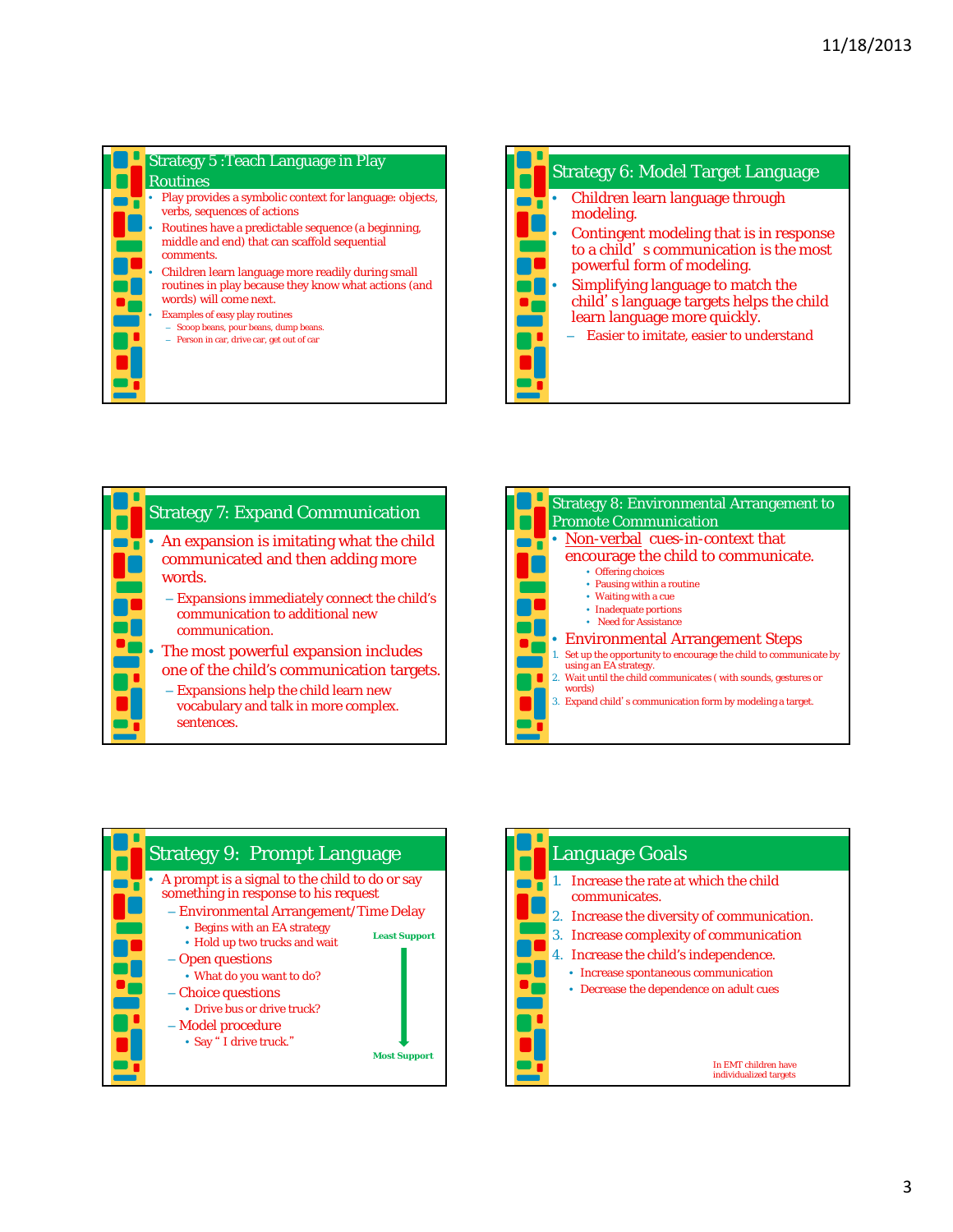## Strategy 5 :Teach Language in Play Routines

- Play provides a symbolic context for language: objects, verbs, sequences of actions
- Routines have a predictable sequence (a beginning, middle and end) that can scaffold sequential comments.
- Children learn language more readily during small routines in play because they know what actions (and words) will come next.
- Examples of easy play routines
  - Scoop beans, pour beans, dump beans.
  - Person in car, drive car, get out of car

## Strategy 6: Model Target Language

- Children learn language through modeling.
- Contingent modeling that is in response to a child's communication is the most powerful form of modeling.
- Simplifying language to match the child's language targets helps the child learn language more quickly.
  - Easier to imitate, easier to understand

## Strategy 7: Expand Communication

- An expansion is imitating what the child communicated and then adding more words.
  - Expansions immediately connect the child's communication to additional new communication.
- The most powerful expansion includes one of the child's communication targets.
  - Expansions help the child learn new vocabulary and talk in more complex sentences.

## Strategy 8: Environmental Arrangement to Promote Communication

- Non-verbal cues-in-context that encourage the child to communicate.
  - Offering choices
  - Pausing within a routine
  - Waiting with a cue
  - Inadequate portions
  - Need for Assistance
- Environmental Arrangement Steps

1. Set up the opportunity to encourage the child to communicate by using an EA strategy.
2. Wait until the child communicates ( with sounds, gestures or words)
3. Expand child's communication form by modeling a target.

## Strategy 9: Prompt Language

- A prompt is a signal to the child to do or say something in response to his request
  - Environmental Arrangement/Time Delay
    - Begins with an EA strategy
    - Hold up two trucks and wait
  - Open questions
    - What do you want to do?
  - Choice questions
    - Drive bus or drive truck?
  - Model procedure
    - Say " I drive truck."

Least Support → Most Support

## Language Goals

1. Increase the rate at which the child communicates.
2. Increase the diversity of communication.
3. Increase complexity of communication
4. Increase the child's independence.
   - Increase spontaneous communication
   - Decrease the dependence on adult cues

In EMT children have individualized targets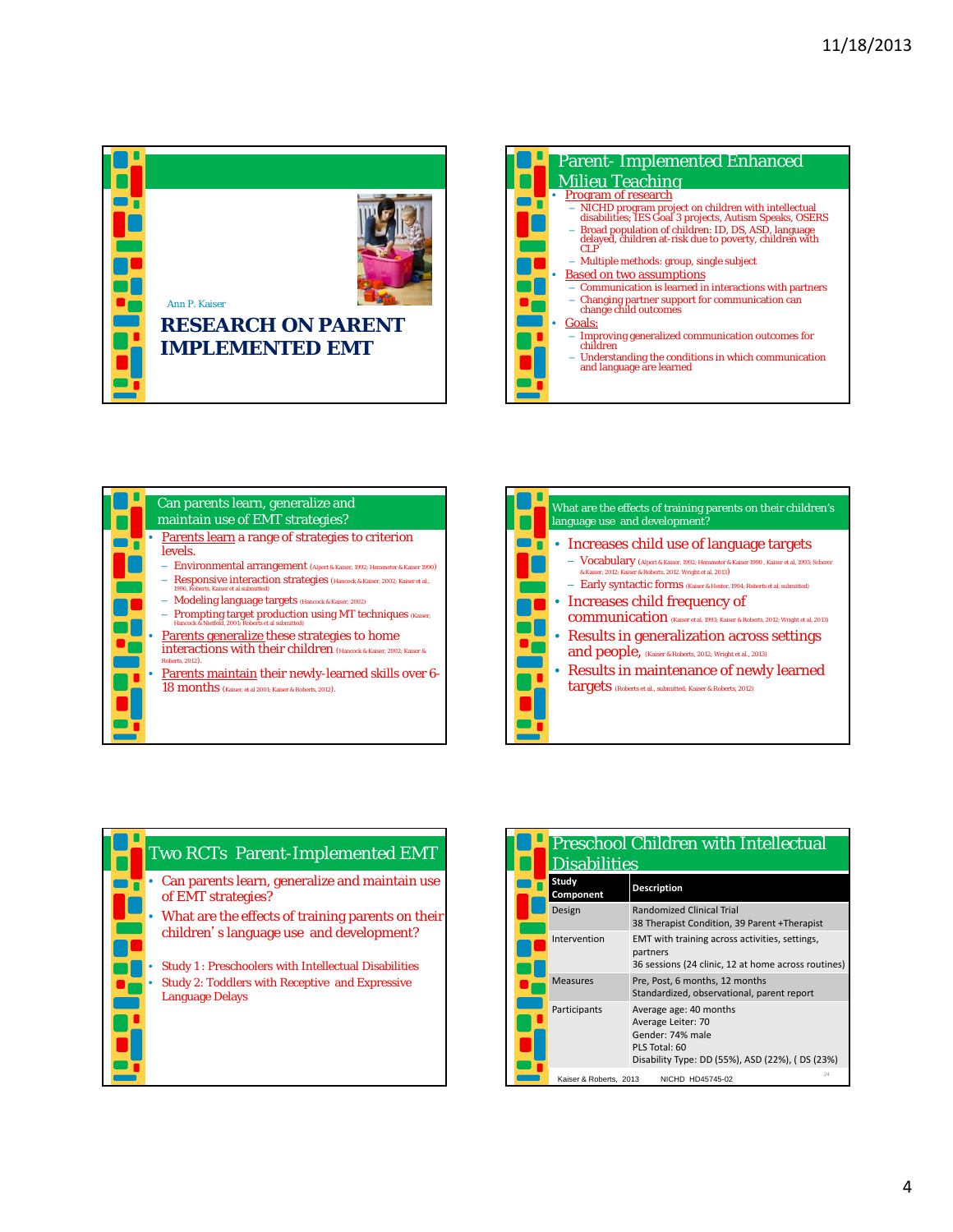Ann P. Kaiser

# RESEARCH ON PARENT IMPLEMENTED EMT

## Parent- Implemented Enhanced Milieu Teaching

- Program of research
  - NICHD program project on children with intellectual disabilities; IES Goal 3 projects, Autism Speaks, OSERS
  - Broad population of children: ID, DS, ASD, language delayed, children at-risk due to poverty, children with CLP
  - Multiple methods: group, single subject
- Based on two assumptions
  - Communication is learned in interactions with partners
  - Changing partner support for communication can change child outcomes
- Goals:
  - Improving generalized communication outcomes for children
  - Understanding the conditions in which communication and language are learned

## Can parents learn, generalize and maintain use of EMT strategies?

- Parents learn a range of strategies to criterion levels.
  - Environmental arrangement (Alpert & Kaiser, 1992; Hemmeter & Kaiser 1990)
  - Responsive interaction strategies (Hancock & Kaiser, 2002; Kaiser et al., 1996, Roberts, Kaiser et al submitted)
  - Modeling language targets (Hancock & Kaiser, 2002)
  - Prompting target production using MT techniques (Kaiser, Hancock & Nietfeld, 2001; Roberts et al submitted)
- Parents generalize these strategies to home interactions with their children (Hancock & Kaiser, 2002; Kaiser & Roberts, 2012).
- Parents maintain their newly-learned skills over 6-18 months (Kaiser, et al 2001; Kaiser & Roberts, 2012).

## What are the effects of training parents on their children's language use and development?

- Increases child use of language targets
  - Vocabulary (Alpert & Kaiser, 1992; Hemmeter & Kaiser 1990 , Kaiser et al, 1993; Scherer & Kaiser, 2012; Kaiser & Roberts, 2012. Wright et al, 2013)
  - Early syntactic forms (Kaiser & Hester, 1994; Roberts et al, submitted)
- Increases child frequency of communication (Kaiser et al, 1993; Kaiser & Roberts, 2012; Wright et al, 2013)
- Results in generalization across settings and people, (Kaiser & Roberts, 2012; Wright et al., 2013)
- Results in maintenance of newly learned targets (Roberts et al., submitted; Kaiser & Roberts, 2012)

## Two RCTs Parent-Implemented EMT

- Can parents learn, generalize and maintain use of EMT strategies?
- What are the effects of training parents on their children's language use and development?
- Study 1 : Preschoolers with Intellectual Disabilities
- Study 2: Toddlers with Receptive and Expressive Language Delays

## Preschool Children with Intellectual Disabilities

| Study Component | Description |
|---|---|
| Design | Randomized Clinical Trial<br>38 Therapist Condition, 39 Parent +Therapist |
| Intervention | EMT with training across activities, settings, partners<br>36 sessions (24 clinic, 12 at home across routines) |
| Measures | Pre, Post, 6 months, 12 months<br>Standardized, observational, parent report |
| Participants | Average age: 40 months<br>Average Leiter: 70<br>Gender: 74% male<br>PLS Total: 60<br>Disability Type: DD (55%), ASD (22%), ( DS (23%) |

Kaiser & Roberts, 2013 NICHD HD45745-02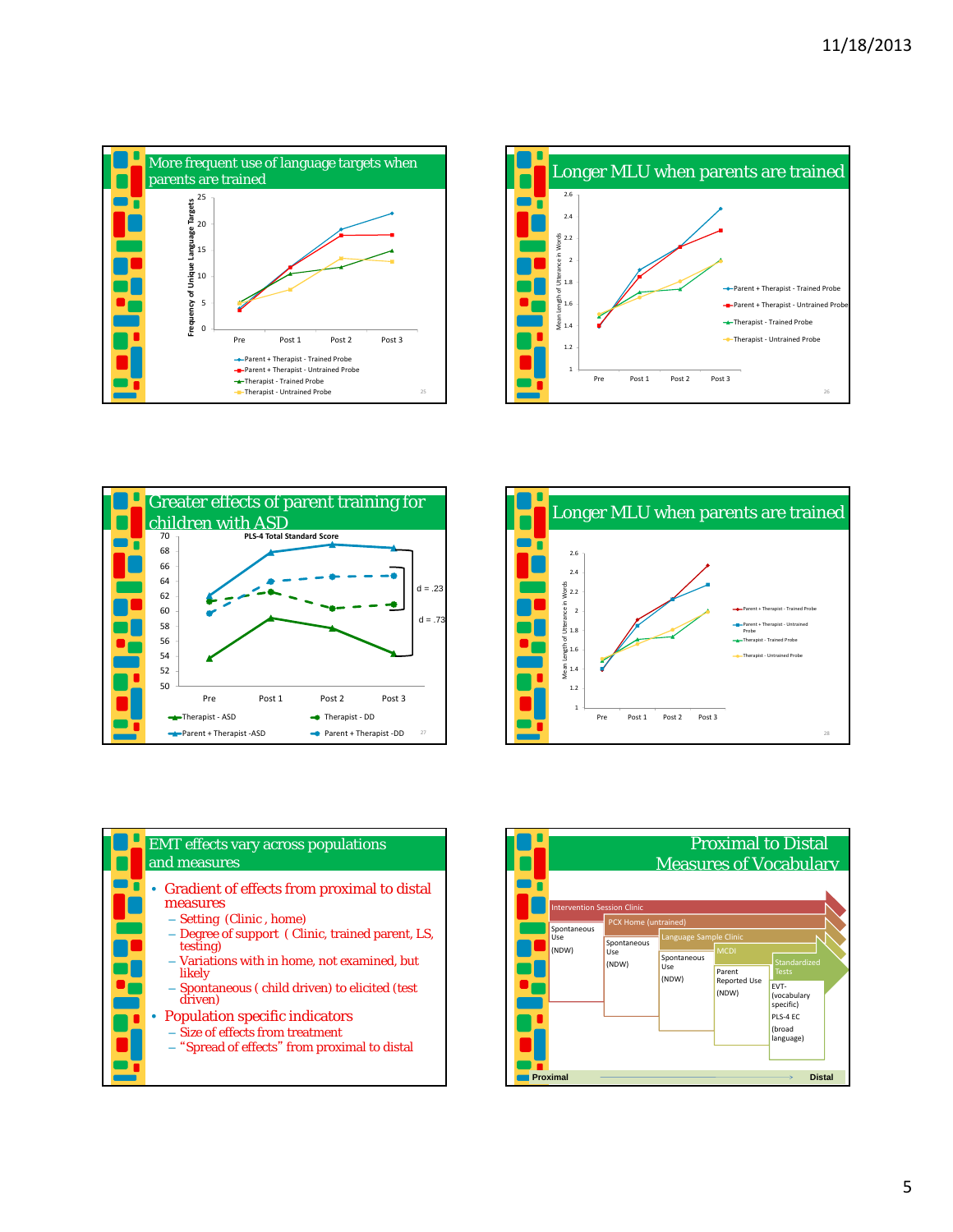## More frequent use of language targets when parents are trained

Frequency of Unique Language Targets (0–25) across Pre, Post 1, Post 2, Post 3

- Parent + Therapist - Trained Probe
- Parent + Therapist - Untrained Probe
- Therapist - Trained Probe
- Therapist - Untrained Probe

## Longer MLU when parents are trained

Mean Length of Utterance in Words (1–2.6) across Pre, Post 1, Post 2, Post 3

- Parent + Therapist - Trained Probe
- Parent + Therapist - Untrained Probe
- Therapist - Trained Probe
- Therapist - Untrained Probe

## Greater effects of parent training for children with ASD

PLS-4 Total Standard Score (50–70) across Pre, Post 1, Post 2, Post 3

d = .23

d = .73

- Therapist - ASD
- Therapist - DD
- Parent + Therapist -ASD
- Parent + Therapist -DD

## Longer MLU when parents are trained

Mean Length of Utterance in Words (1–2.6) across Pre, Post 1, Post 2, Post 3

- Parent + Therapist - Trained Probe
- Parent + Therapist - Untrained Probe
- Therapist - Trained Probe
- Therapist - Untrained Probe

## EMT effects vary across populations and measures

- Gradient of effects from proximal to distal measures
  - Setting (Clinic , home)
  - Degree of support ( Clinic, trained parent, LS, testing)
  - Variations with in home, not examined, but likely
  - Spontaneous ( child driven) to elicited (test driven)
- Population specific indicators
  - Size of effects from treatment
  - "Spread of effects" from proximal to distal

## Proximal to Distal Measures of Vocabulary

- Intervention Session Clinic: Spontaneous Use (NDW)
- PCX Home (untrained): Spontaneous Use (NDW)
- Language Sample Clinic: Spontaneous Use (NDW)
- MCDI: Parent Reported Use (NDW)
- Standardized Tests: EVT- (vocabulary specific); PLS-4 EC (broad language)

Proximal → Distal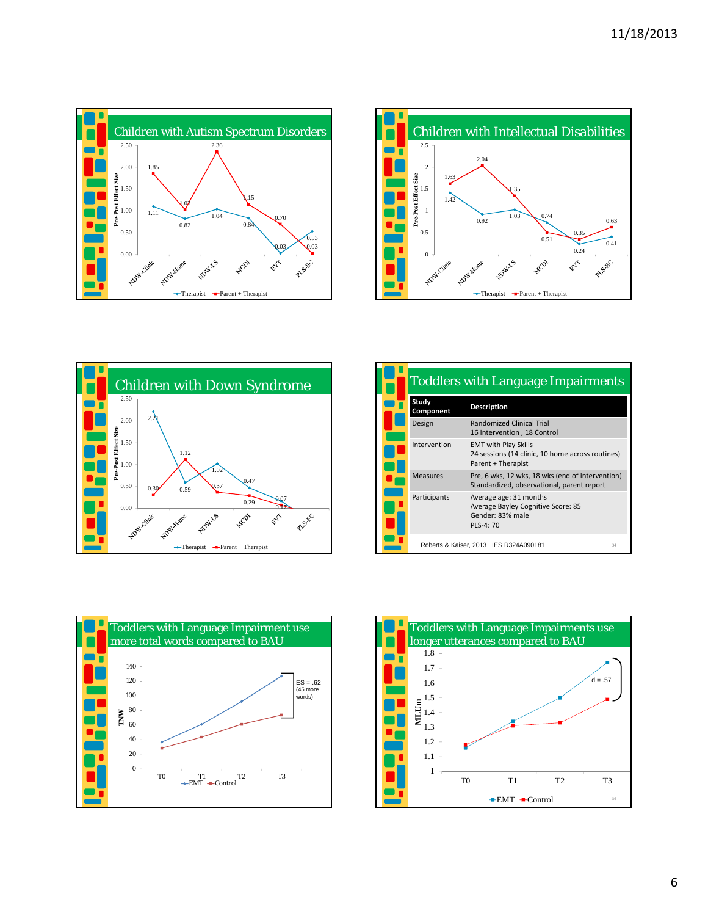## Children with Autism Spectrum Disorders

Pre-Post Effect Size

| | NDW-Clinic | NDW-Home | NDW-LS | MCDI | EVT | PLS-EC |
|---|---|---|---|---|---|---|
| Therapist | 1.11 | 0.82 | 1.04 | 0.84 | 0.03 | 0.53 |
| Parent + Therapist | 1.85 | 1.03 | 2.36 | 1.15 | 0.70 | 0.03 |

## Children with Intellectual Disabilities

Pre-Post Effect Size

| | NDW-Clinic | NDW-Home | NDW-LS | MCDI | EVT | PLS-EC |
|---|---|---|---|---|---|---|
| Therapist | 1.42 | 0.92 | 1.03 | 0.74 | 0.24 | 0.41 |
| Parent + Therapist | 1.63 | 2.04 | 1.35 | 0.51 | 0.35 | 0.63 |

## Children with Down Syndrome

Pre-Post Effect Size

| | NDW-Clinic | NDW-Home | NDW-LS | MCDI | EVT | PLS-EC |
|---|---|---|---|---|---|---|
| Therapist | 2.21 | 0.59 | 1.02 | 0.47 | 0.17 | |
| Parent + Therapist | 0.30 | 1.12 | 0.37 | 0.29 | 0.07 | |

## Toddlers with Language Impairments

| Study Component | Description |
|---|---|
| Design | Randomized Clinical Trial<br>16 Intervention , 18 Control |
| Intervention | EMT with Play Skills<br>24 sessions (14 clinic, 10 home across routines)<br>Parent + Therapist |
| Measures | Pre, 6 wks, 12 wks, 18 wks (end of intervention)<br>Standardized, observational, parent report |
| Participants | Average age: 31 months<br>Average Bayley Cognitive Score: 85<br>Gender: 83% male<br>PLS-4: 70 |

Roberts & Kaiser, 2013 IES R324A090181

## Toddlers with Language Impairment use more total words compared to BAU

TNW (T0–T3), EMT vs. Control: ES = .62 (45 more words)

## Toddlers with Language Impairments use longer utterances compared to BAU

MLUm (T0–T3), EMT vs. Control: d = .57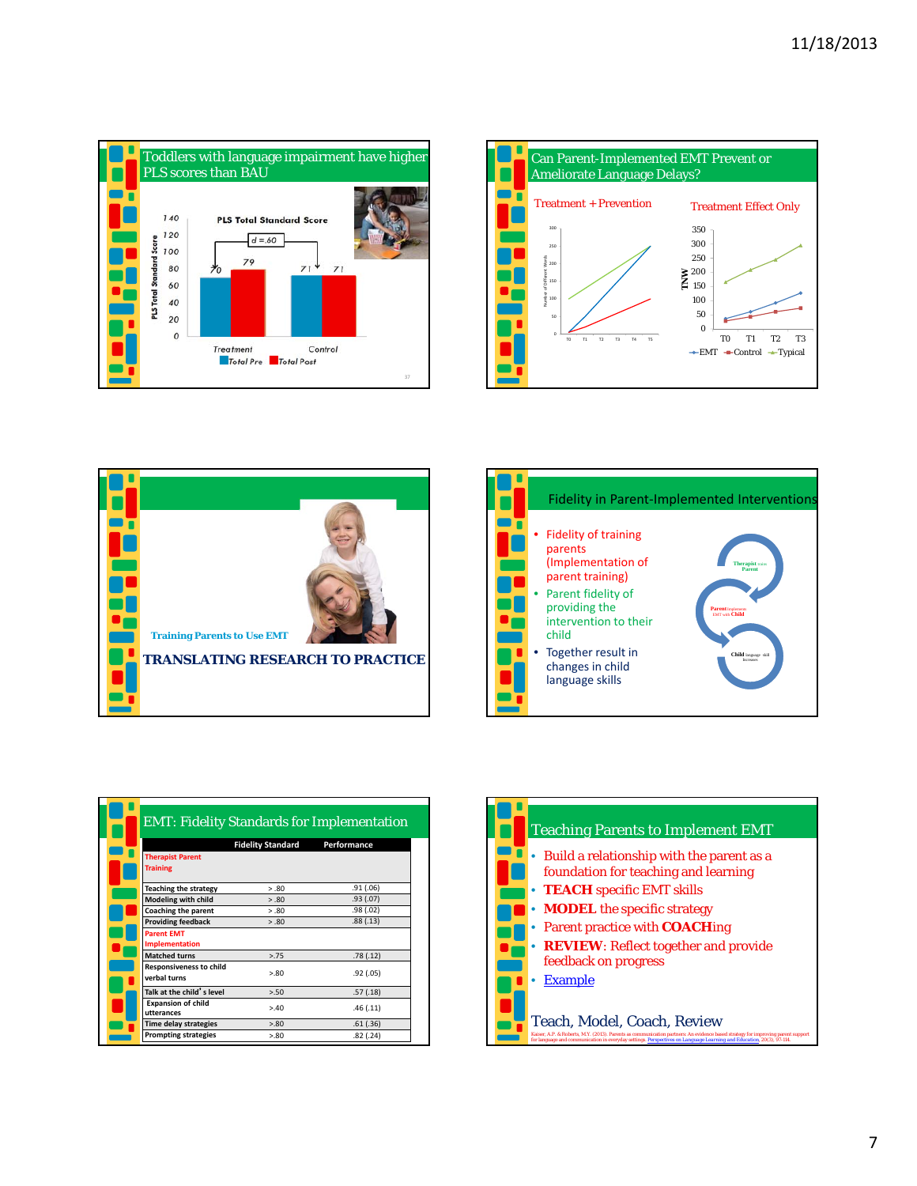## Toddlers with language impairment have higher PLS scores than BAU

PLS Total Standard Score

d = .60

| | Total Pre | Total Post |
|---|---|---|
| Treatment | 70 | 79 |
| Control | 71 | 71 |

## Can Parent-Implemented EMT Prevent or Ameliorate Language Delays?

Treatment + Prevention

Treatment Effect Only

EMT, Control, Typical

## TRANSLATING RESEARCH TO PRACTICE

Training Parents to Use EMT

## Fidelity in Parent-Implemented Interventions

- Fidelity of training parents (Implementation of parent training)
- Parent fidelity of providing the intervention to their child
- Together result in changes in child language skills

## EMT: Fidelity Standards for Implementation

| | Fidelity Standard | Performance |
|---|---|---|
| **Therapist Parent Training** | | |
| Teaching the strategy | > .80 | .91 (.06) |
| Modeling with child | > .80 | .93 (.07) |
| Coaching the parent | > .80 | .98 (.02) |
| Providing feedback | > .80 | .88 (.13) |
| **Parent EMT Implementation** | | |
| Matched turns | >.75 | .78 (.12) |
| Responsiveness to child verbal turns | >.80 | .92 (.05) |
| Talk at the child's level | >.50 | .57 (.18) |
| Expansion of child utterances | >.40 | .46 (.11) |
| Time delay strategies | >.80 | .61 (.36) |
| Prompting strategies | >.80 | .82 (.24) |

## Teaching Parents to Implement EMT

- Build a relationship with the parent as a foundation for teaching and learning
- **TEACH** specific EMT skills
- **MODEL** the specific strategy
- Parent practice with **COACH**ing
- **REVIEW**: Reflect together and provide feedback on progress
- Example

Teach, Model, Coach, Review

Kaiser, A.P. & Roberts, M.Y. (2013). Parents as communication partners: An evidence based strategy for improving parent support for language and communication in everyday settings. Perspectives on Language Learning and Education, 20(3), 97-114.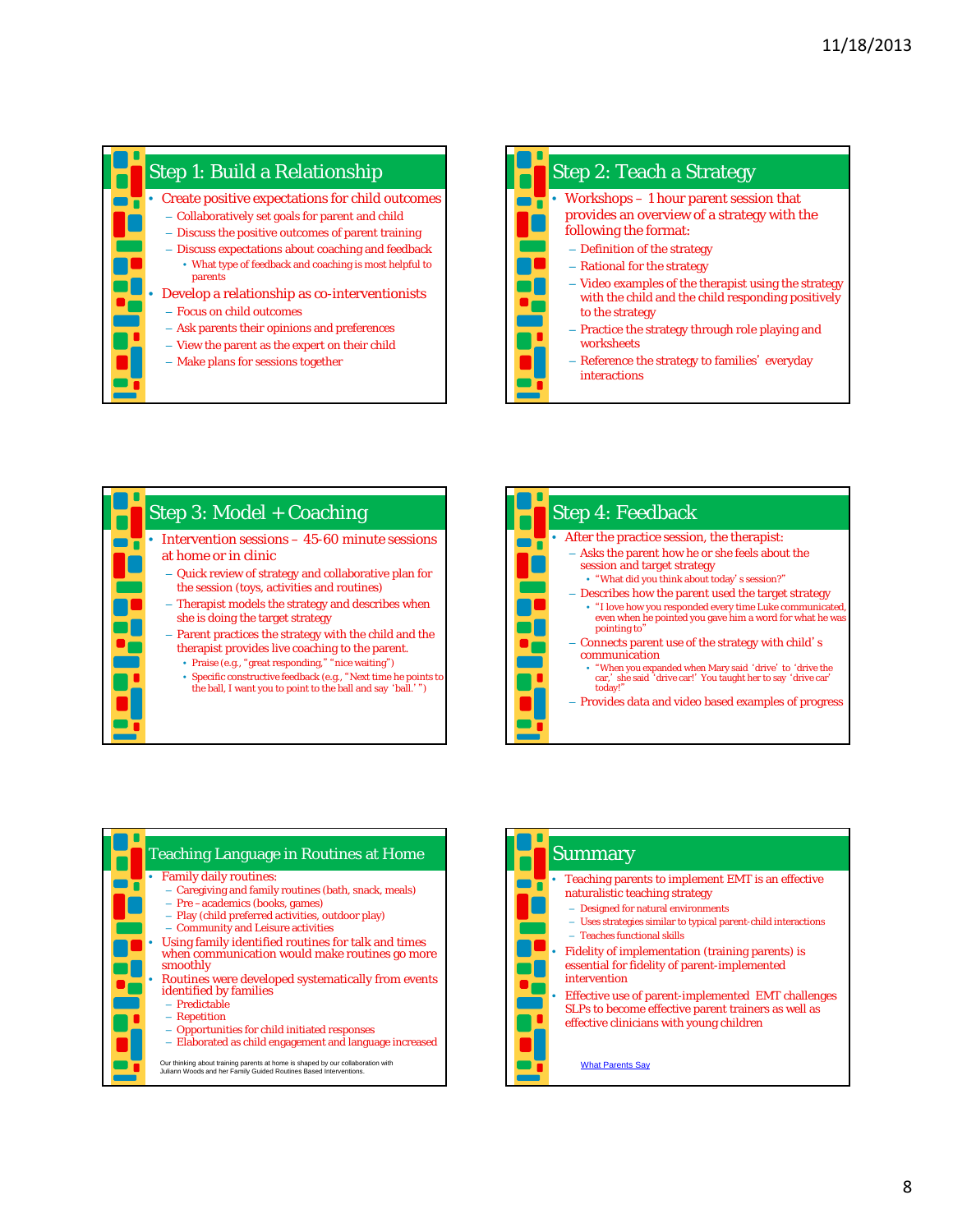## Step 1: Build a Relationship

- Create positive expectations for child outcomes
  - Collaboratively set goals for parent and child
  - Discuss the positive outcomes of parent training
  - Discuss expectations about coaching and feedback
    - What type of feedback and coaching is most helpful to parents
- Develop a relationship as co-interventionists
  - Focus on child outcomes
  - Ask parents their opinions and preferences
  - View the parent as the expert on their child
  - Make plans for sessions together

## Step 2: Teach a Strategy

- Workshops – 1 hour parent session that provides an overview of a strategy with the following the format:
  - Definition of the strategy
  - Rational for the strategy
  - Video examples of the therapist using the strategy with the child and the child responding positively to the strategy
  - Practice the strategy through role playing and worksheets
  - Reference the strategy to families' everyday interactions

## Step 3: Model + Coaching

- Intervention sessions – 45-60 minute sessions at home or in clinic
  - Quick review of strategy and collaborative plan for the session (toys, activities and routines)
  - Therapist models the strategy and describes when she is doing the target strategy
  - Parent practices the strategy with the child and the therapist provides live coaching to the parent.
    - Praise (e.g., "great responding," "nice waiting")
    - Specific constructive feedback (e.g., "Next time he points to the ball, I want you to point to the ball and say 'ball.' ")

## Step 4: Feedback

- After the practice session, the therapist:
  - Asks the parent how he or she feels about the session and target strategy
    - "What did you think about today's session?"
  - Describes how the parent used the target strategy
    - "I love how you responded every time Luke communicated, even when he pointed you gave him a word for what he was pointing to"
  - Connects parent use of the strategy with child's communication
    - "When you expanded when Mary said 'drive' to 'drive the car,' she said 'drive car!' You taught her to say 'drive car' today!"
  - Provides data and video based examples of progress

## Teaching Language in Routines at Home

- Family daily routines:
  - Caregiving and family routines (bath, snack, meals)
  - Pre – academics (books, games)
  - Play (child preferred activities, outdoor play)
  - Community and Leisure activities
- Using family identified routines for talk and times when communication would make routines go more smoothly
- Routines were developed systematically from events identified by families
  - Predictable
  - Repetition
  - Opportunities for child initiated responses
  - Elaborated as child engagement and language increased

Our thinking about training parents at home is shaped by our collaboration with Juliann Woods and her Family Guided Routines Based Interventions.

## Summary

- Teaching parents to implement EMT is an effective naturalistic teaching strategy
  - Designed for natural environments
  - Uses strategies similar to typical parent-child interactions
  - Teaches functional skills
- Fidelity of implementation (training parents) is essential for fidelity of parent-implemented intervention
- Effective use of parent-implemented EMT challenges SLPs to become effective parent trainers as well as effective clinicians with young children

What Parents Say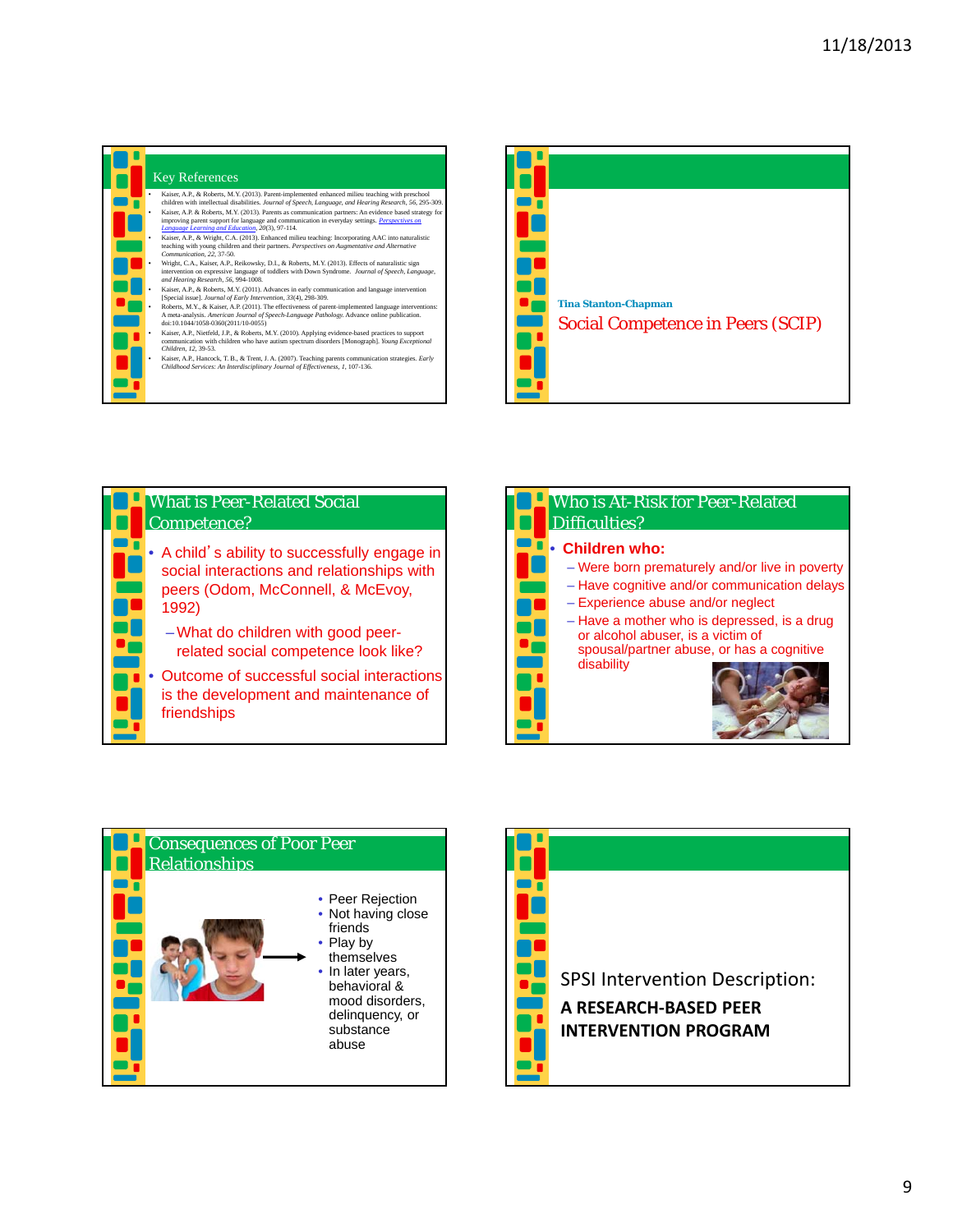## Key References

- Kaiser, A.P., & Roberts, M.Y. (2013). Parent-implemented enhanced milieu teaching with preschool children with intellectual disabilities. *Journal of Speech, Language, and Hearing Research, 56*, 295-309.
- Kaiser, A.P. & Roberts, M.Y. (2013). Parents as communication partners: An evidence based strategy for improving parent support for language and communication in everyday settings. *Perspectives on Language Learning and Education, 20*(3), 97-114.
- Kaiser, A.P., & Wright, C.A. (2013). Enhanced milieu teaching: Incorporating AAC into naturalistic teaching with young children and their partners. *Perspectives on Augmentative and Alternative Communication, 22*, 37-50.
- Wright, C.A., Kaiser, A.P., Reikowsky, D.I., & Roberts, M.Y. (2013). Effects of naturalistic sign intervention on expressive language of toddlers with Down Syndrome. *Journal of Speech, Language, and Hearing Research, 56*, 994-1008.
- Kaiser, A.P., & Roberts, M.Y. (2011). Advances in early communication and language intervention [Special issue]. *Journal of Early Intervention, 33*(4), 298-309.
- Roberts, M.Y., & Kaiser, A.P. (2011). The effectiveness of parent-implemented language interventions: A meta-analysis. *American Journal of Speech-Language Pathology*. Advance online publication. doi:10.1044/1058-0360(2011/10-0055)
- Kaiser, A.P., Nietfeld, J.P., & Roberts, M.Y. (2010). Applying evidence-based practices to support communication with children who have autism spectrum disorders [Monograph]. *Young Exceptional Children, 12*, 39-53.
- Kaiser, A.P., Hancock, T. B., & Trent, J. A. (2007). Teaching parents communication strategies. *Early Childhood Services: An Interdisciplinary Journal of Effectiveness, 1*, 107-136.

---

**Tina Stanton-Chapman**

## Social Competence in Peers (SCIP)

---

## What is Peer-Related Social Competence?

- A child's ability to successfully engage in social interactions and relationships with peers (Odom, McConnell, & McEvoy, 1992)
  - What do children with good peer-related social competence look like?
- Outcome of successful social interactions is the development and maintenance of friendships

---

## Who is At-Risk for Peer-Related Difficulties?

- **Children who:**
  - Were born prematurely and/or live in poverty
  - Have cognitive and/or communication delays
  - Experience abuse and/or neglect
  - Have a mother who is depressed, is a drug or alcohol abuser, is a victim of spousal/partner abuse, or has a cognitive disability

---

## Consequences of Poor Peer Relationships

- Peer Rejection
- Not having close friends
- Play by themselves
- In later years, behavioral & mood disorders, delinquency, or substance abuse

---

SPSI Intervention Description:

**A RESEARCH-BASED PEER INTERVENTION PROGRAM**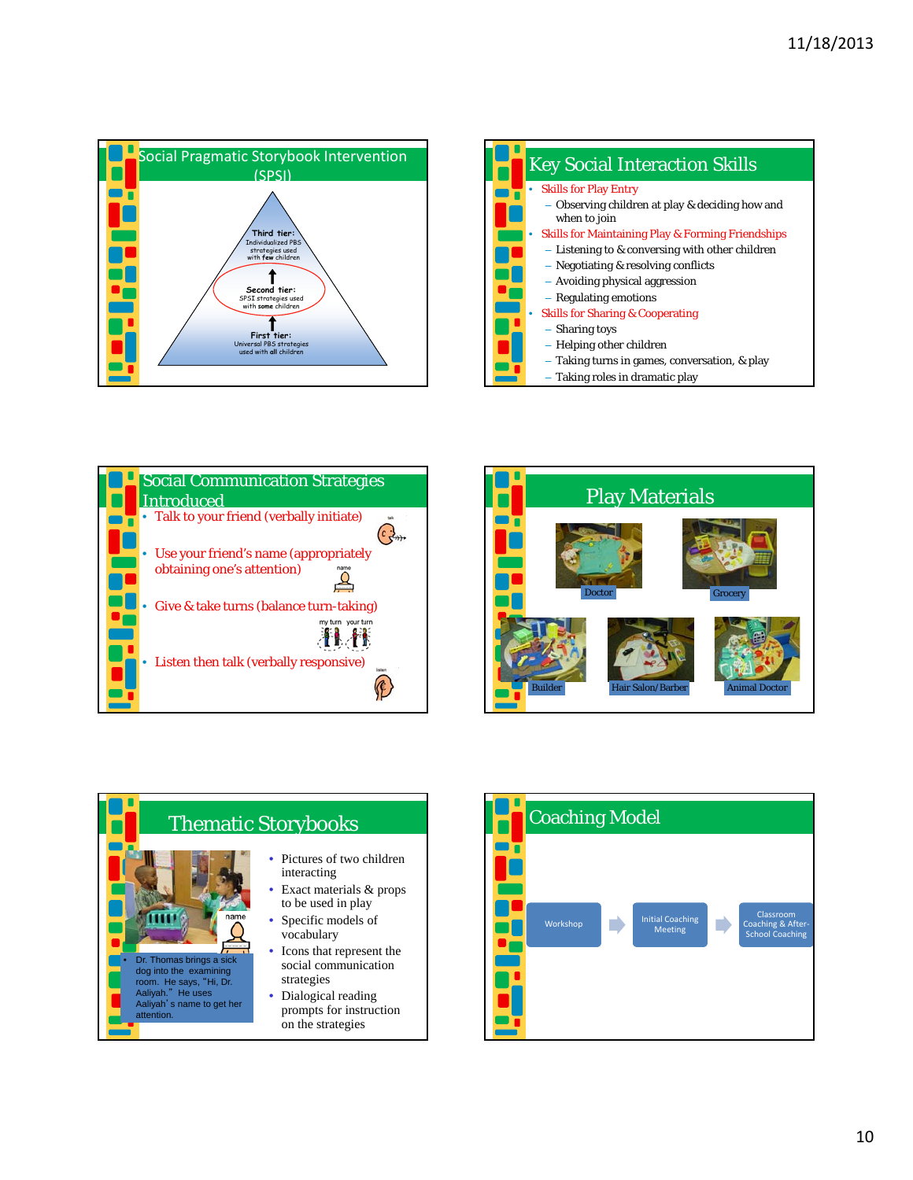## Social Pragmatic Storybook Intervention (SPSI)

**Third tier:** Individualized PBS strategies used with **few** children

**Second tier:** SPSI strategies used with **some** children

**First tier:** Universal PBS strategies used with **all** children

## Key Social Interaction Skills

- Skills for Play Entry
  - Observing children at play & deciding how and when to join
- Skills for Maintaining Play & Forming Friendships
  - Listening to & conversing with other children
  - Negotiating & resolving conflicts
  - Avoiding physical aggression
  - Regulating emotions
- Skills for Sharing & Cooperating
  - Sharing toys
  - Helping other children
  - Taking turns in games, conversation, & play
  - Taking roles in dramatic play

## Social Communication Strategies Introduced

- Talk to your friend (verbally initiate)
- Use your friend's name (appropriately obtaining one's attention)
- Give & take turns (balance turn-taking)
- Listen then talk (verbally responsive)

## Play Materials

Doctor

Grocery

Builder

Hair Salon/Barber

Animal Doctor

## Thematic Storybooks

- Dr. Thomas brings a sick dog into the examining room. He says, "Hi, Dr. Aaliyah." He uses Aaliyah's name to get her attention.

- Pictures of two children interacting
- Exact materials & props to be used in play
- Specific models of vocabulary
- Icons that represent the social communication strategies
- Dialogical reading prompts for instruction on the strategies

## Coaching Model

Workshop → Initial Coaching Meeting → Classroom Coaching & After-School Coaching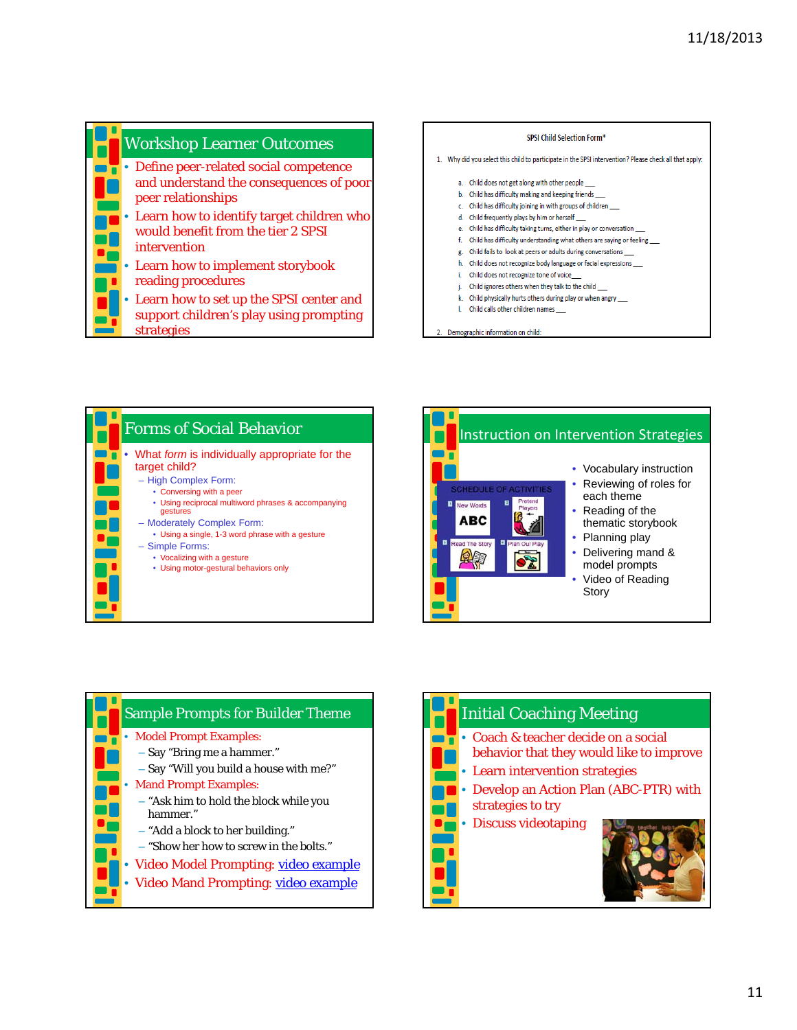## Workshop Learner Outcomes

- Define peer-related social competence and understand the consequences of poor peer relationships
- Learn how to identify target children who would benefit from the tier 2 SPSI intervention
- Learn how to implement storybook reading procedures
- Learn how to set up the SPSI center and support children's play using prompting strategies

## SPSI Child Selection Form*

1. Why did you select this child to participate in the SPSI intervention? Please check all that apply:

   a. Child does not get along with other people ___
   b. Child has difficulty making and keeping friends ___
   c. Child has difficulty joining in with groups of children ___
   d. Child frequently plays by him or herself ___
   e. Child has difficulty taking turns, either in play or conversation ___
   f. Child has difficulty understanding what others are saying or feeling ___
   g. Child fails to look at peers or adults during conversations ___
   h. Child does not recognize body language or facial expressions ___
   i. Child does not recognize tone of voice ___
   j. Child ignores others when they talk to the child ___
   k. Child physically hurts others during play or when angry ___
   l. Child calls other children names ___

2. Demographic information on child:

## Forms of Social Behavior

- What *form* is individually appropriate for the target child?
  - High Complex Form:
    - Conversing with a peer
    - Using reciprocal multiword phrases & accompanying gestures
  - Moderately Complex Form:
    - Using a single, 1-3 word phrase with a gesture
  - Simple Forms:
    - Vocalizing with a gesture
    - Using motor-gestural behaviors only

## Instruction on Intervention Strategies

SCHEDULE OF ACTIVITIES: 1 New Words ABC; 2 Pretend Players; 3 Read The Story; 4 Plan Our Play

- Vocabulary instruction
- Reviewing of roles for each theme
- Reading of the thematic storybook
- Planning play
- Delivering mand & model prompts
- Video of Reading Story

## Sample Prompts for Builder Theme

- Model Prompt Examples:
  - Say "Bring me a hammer."
  - Say "Will you build a house with me?"
- Mand Prompt Examples:
  - "Ask him to hold the block while you hammer."
  - "Add a block to her building."
  - "Show her how to screw in the bolts."
- Video Model Prompting: video example
- Video Mand Prompting: video example

## Initial Coaching Meeting

- Coach & teacher decide on a social behavior that they would like to improve
- Learn intervention strategies
- Develop an Action Plan (ABC-PTR) with strategies to try
- Discuss videotaping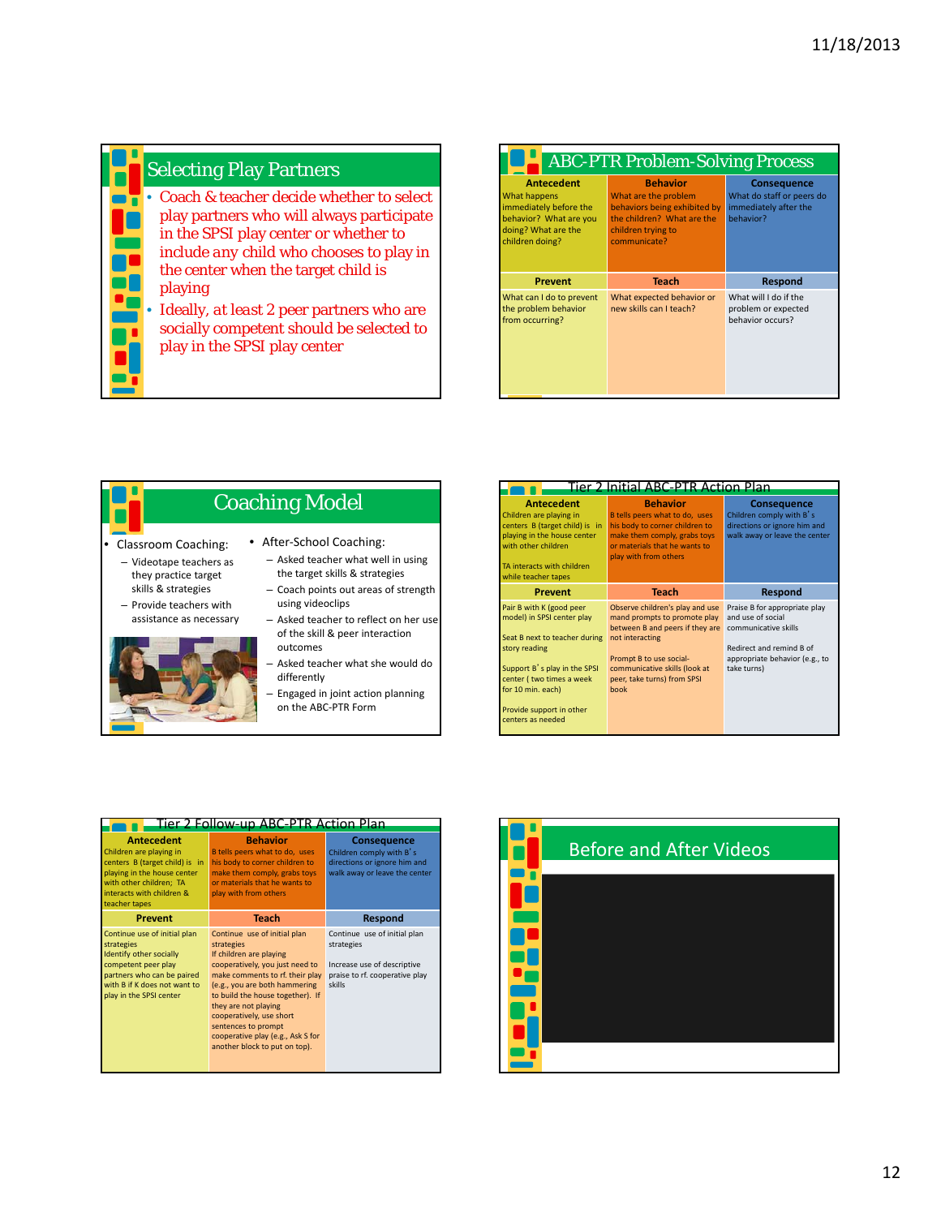## Selecting Play Partners

- Coach & teacher decide whether to select play partners who will always participate in the SPSI play center or whether to include any child who chooses to play in the center when the target child is playing
- Ideally, at least 2 peer partners who are socially competent should be selected to play in the SPSI play center

## ABC-PTR Problem-Solving Process

| Antecedent | Behavior | Consequence |
|---|---|---|
| What happens immediately before the behavior? What are you doing? What are the children doing? | What are the problem behaviors being exhibited by the children? What are the children trying to communicate? | What do staff or peers do immediately after the behavior? |
| **Prevent** | **Teach** | **Respond** |
| What can I do to prevent the problem behavior from occurring? | What expected behavior or new skills can I teach? | What will I do if the problem or expected behavior occurs? |

## Coaching Model

- Classroom Coaching:
  - Videotape teachers as they practice target skills & strategies
  - Provide teachers with assistance as necessary
- After-School Coaching:
  - Asked teacher what well in using the target skills & strategies
  - Coach points out areas of strength using videoclips
  - Asked teacher to reflect on her use of the skill & peer interaction outcomes
  - Asked teacher what she would do differently
  - Engaged in joint action planning on the ABC-PTR Form

## Tier 2 Initial ABC-PTR Action Plan

| Antecedent | Behavior | Consequence |
|---|---|---|
| Children are playing in centers B (target child) is in playing in the house center with other children<br><br>TA interacts with children while teacher tapes | B tells peers what to do, uses his body to corner children to make them comply, grabs toys or materials that he wants to play with from others | Children comply with B's directions or ignore him and walk away or leave the center |
| **Prevent** | **Teach** | **Respond** |
| Pair B with K (good peer model) in SPSI center play<br><br>Seat B next to teacher during story reading<br><br>Support B's play in the SPSI center ( two times a week for 10 min. each)<br><br>Provide support in other centers as needed | Observe children's play and use mand prompts to promote play between B and peers if they are not interacting<br><br>Prompt B to use social-communicative skills (look at peer, take turns) from SPSI book | Praise B for appropriate play and use of social communicative skills<br><br>Redirect and remind B of appropriate behavior (e.g., to take turns) |

## Tier 2 Follow-up ABC-PTR Action Plan

| Antecedent | Behavior | Consequence |
|---|---|---|
| Children are playing in centers B (target child) is in playing in the house center with other children; TA interacts with children & teacher tapes | B tells peers what to do, uses his body to corner children to make them comply, grabs toys or materials that he wants to play with from others | Children comply with B's directions or ignore him and walk away or leave the center |
| **Prevent** | **Teach** | **Respond** |
| Continue use of initial plan strategies<br>Identify other socially competent peer play partners who can be paired with B if K does not want to play in the SPSI center | Continue use of initial plan strategies<br>If children are playing cooperatively, you just need to make comments to rf. their play (e.g., you are both hammering to build the house together). If they are not playing cooperatively, use short sentences to prompt cooperative play (e.g., Ask S for another block to put on top). | Continue use of initial plan strategies<br><br>Increase use of descriptive praise to rf. cooperative play skills |

## Before and After Videos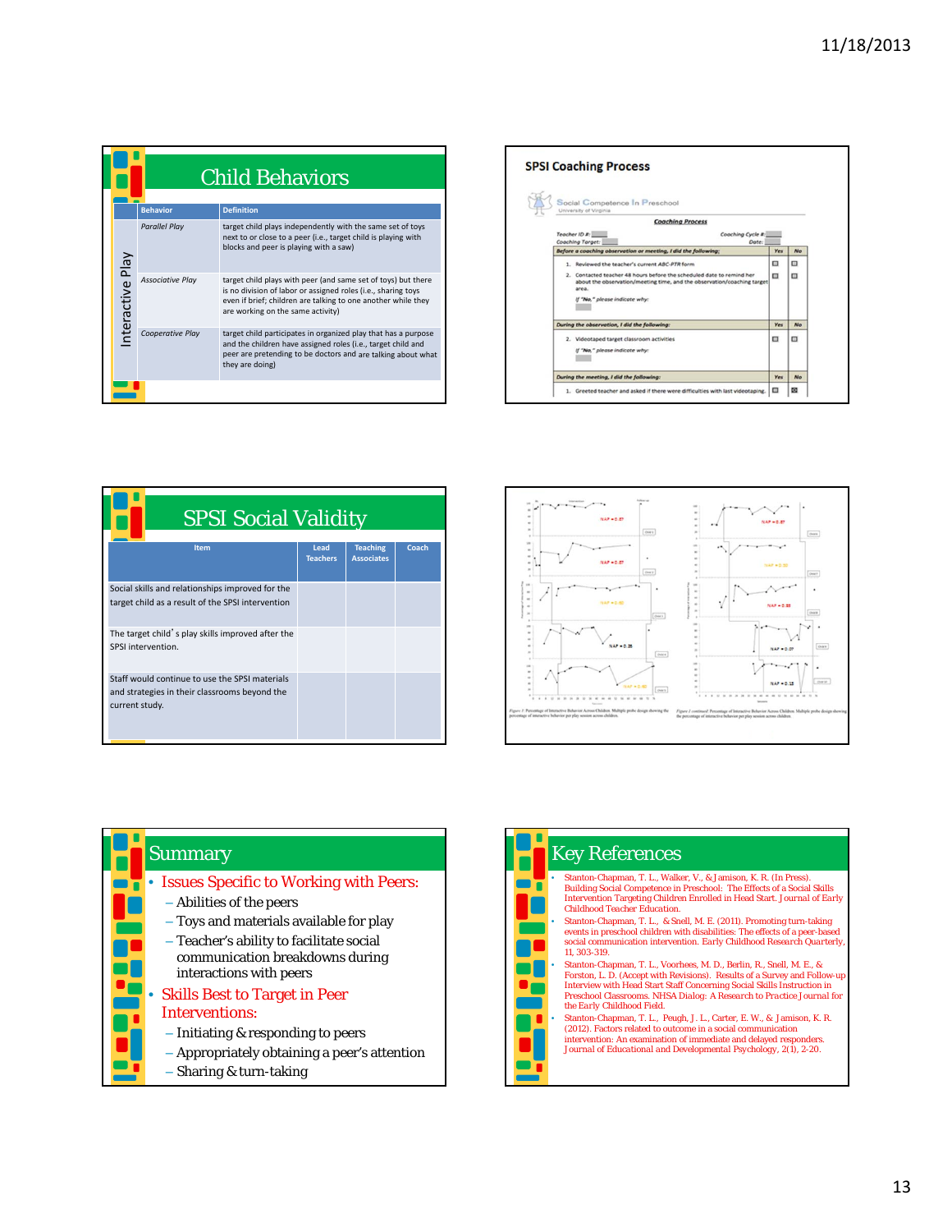## Child Behaviors

| | Behavior | Definition |
|---|---|---|
| Interactive Play | *Parallel Play* | target child plays independently with the same set of toys next to or close to a peer (i.e., target child is playing with blocks and peer is playing with a saw) |
| | *Associative Play* | target child plays with peer (and same set of toys) but there is no division of labor or assigned roles (i.e., sharing toys even if brief; children are talking to one another while they are working on the same activity) |
| | *Cooperative Play* | target child participates in organized play that has a purpose and the children have assigned roles (i.e., target child and peer are pretending to be doctors and are talking about what they are doing) |

## SPSI Coaching Process

Social Competence In Preschool
University of Virginia

**Coaching Process**

Teacher ID #: 
Coaching Target: 
Coaching Cycle #: 
Date: 

| *Before a coaching observation or meeting, I did the following:* | Yes | No |
|---|---|---|
| 1. Reviewed the teacher's current ABC-PTR form | ☐ | ☐ |
| 2. Contacted teacher 48 hours before the scheduled date to remind her about the observation/meeting time, and the observation/coaching target area. *If "No," please indicate why:* | ☐ | ☐ |
| *During the observation, I did the following:* | Yes | No |
| 2. Videotaped target classroom activities. *If "No," please indicate why:* | ☐ | ☐ |
| *During the meeting, I did the following:* | Yes | No |
| 1. Greeted teacher and asked if there were difficulties with last videotaping. | ☐ | ☒ |

## SPSI Social Validity

| Item | Lead Teachers | Teaching Associates | Coach |
|---|---|---|---|
| Social skills and relationships improved for the target child as a result of the SPSI intervention | | | |
| The target child's play skills improved after the SPSI intervention. | | | |
| Staff would continue to use the SPSI materials and strategies in their classrooms beyond the current study. | | | |

*Figure 1.* Percentage of Interactive Behavior Across Children. Multiple probe design showing the percentage of interactive behavior per play session across children.

*Figure 1 continued.* Percentage of Interactive Behavior Across Children. Multiple probe design showing the percentage of interactive behavior per play session across children.

## Summary

- **Issues Specific to Working with Peers:**
  - Abilities of the peers
  - Toys and materials available for play
  - Teacher's ability to facilitate social communication breakdowns during interactions with peers
- **Skills Best to Target in Peer Interventions:**
  - Initiating & responding to peers
  - Appropriately obtaining a peer's attention
  - Sharing & turn-taking

## Key References

- Stanton-Chapman, T. L., Walker, V., & Jamison, K. R. (In Press). Building Social Competence in Preschool: The Effects of a Social Skills Intervention Targeting Children Enrolled in Head Start. Journal of Early Childhood Teacher Education.
- Stanton-Chapman, T. L., & Snell, M. E. (2011). Promoting turn-taking events in preschool children with disabilities: The effects of a peer-based social communication intervention. Early Childhood Research Quarterly, 11, 303-319.
- Stanton-Chapman, T. L., Voorhees, M. D., Berlin, R., Snell, M. E., & Forston, L. D. (Accept with Revisions). Results of a Survey and Follow-up Interview with Head Start Staff Concerning Social Skills Instruction in Preschool Classrooms. NHSA Dialog: A Research to Practice Journal for the Early Childhood Field.
- Stanton-Chapman, T. L., Peugh, J. L., Carter, E. W., & Jamison, K. R. (2012). Factors related to outcome in a social communication intervention: An examination of immediate and delayed responders. Journal of Educational and Developmental Psychology, 2(1), 2-20.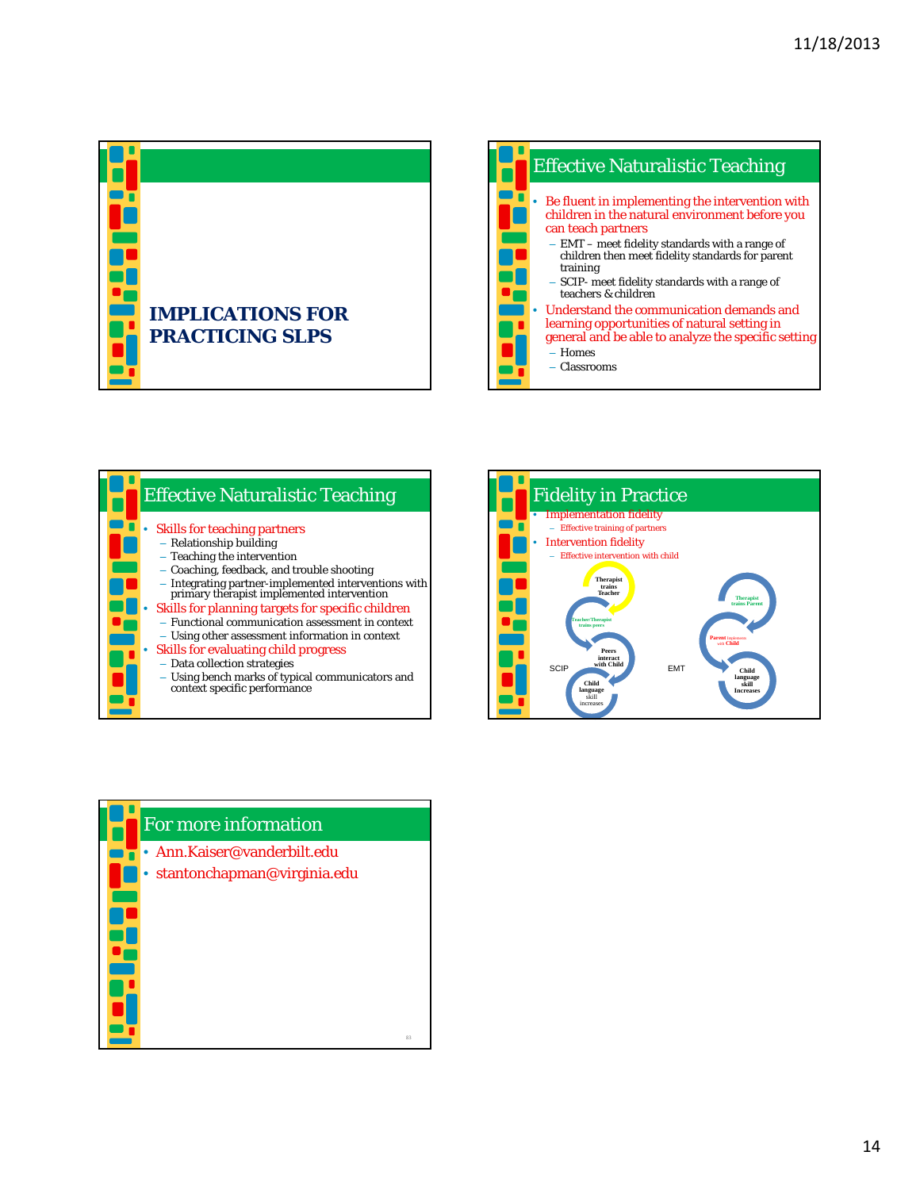## IMPLICATIONS FOR PRACTICING SLPS

## Effective Naturalistic Teaching

- Be fluent in implementing the intervention with children in the natural environment before you can teach partners
  - EMT – meet fidelity standards with a range of children then meet fidelity standards for parent training
  - SCIP- meet fidelity standards with a range of teachers & children
- Understand the communication demands and learning opportunities of natural setting in general and be able to analyze the specific setting
  - Homes
  - Classrooms

## Effective Naturalistic Teaching

- Skills for teaching partners
  - Relationship building
  - Teaching the intervention
  - Coaching, feedback, and trouble shooting
  - Integrating partner-implemented interventions with primary therapist implemented intervention
- Skills for planning targets for specific children
  - Functional communication assessment in context
  - Using other assessment information in context
- Skills for evaluating child progress
  - Data collection strategies
  - Using bench marks of typical communicators and context specific performance

## Fidelity in Practice

- Implementation fidelity
  - Effective training of partners
- Intervention fidelity
  - Effective intervention with child

SCIP

Therapist trains Teacher

Teacher/Therapist trains peers

Peers interact with Child

Child language skill increases

EMT

Therapist trains Parent

Parent implements with Child

Child language skill Increases

## For more information

- Ann.Kaiser@vanderbilt.edu
- stantonchapman@virginia.edu